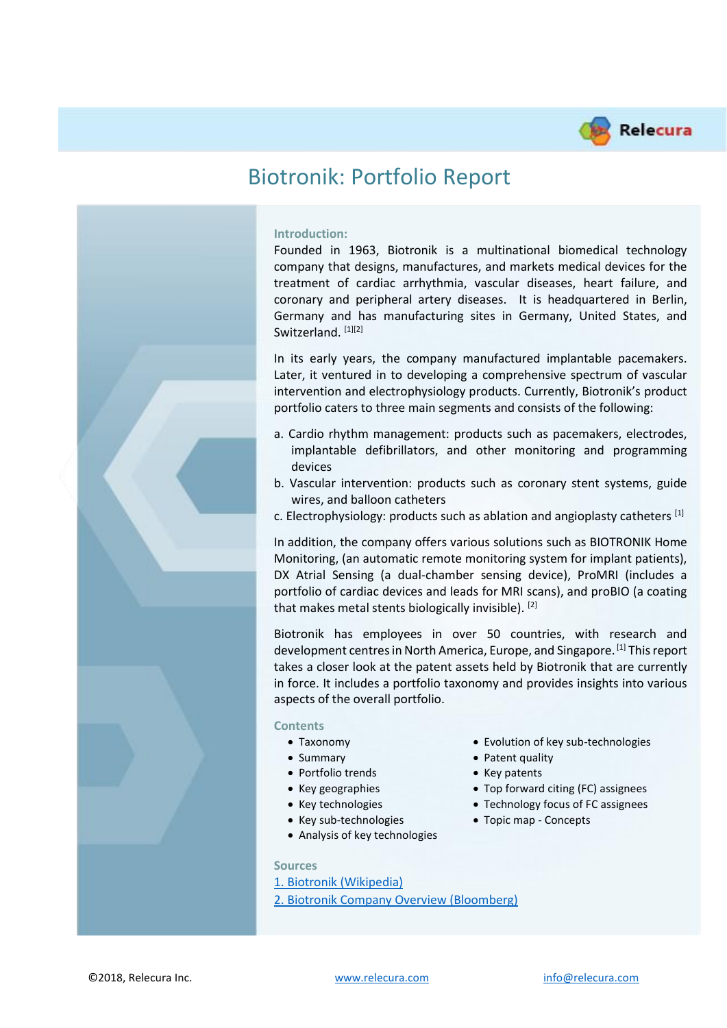# Biotronik: Portfolio Report

**Introduction:**

Founded in 1963, Biotronik is a multinational biomedical technology company that designs, manufactures, and markets medical devices for the treatment of cardiac arrhythmia, vascular diseases, heart failure, and coronary and peripheral artery diseases. It is headquartered in Berlin, Germany and has manufacturing sites in Germany, United States, and Switzerland. [1][2]

In its early years, the company manufactured implantable pacemakers. Later, it ventured in to developing a comprehensive spectrum of vascular intervention and electrophysiology products. Currently, Biotronik's product portfolio caters to three main segments and consists of the following:

a. Cardio rhythm management: products such as pacemakers, electrodes, implantable defibrillators, and other monitoring and programming devices
b. Vascular intervention: products such as coronary stent systems, guide wires, and balloon catheters
c. Electrophysiology: products such as ablation and angioplasty catheters [1]

In addition, the company offers various solutions such as BIOTRONIK Home Monitoring, (an automatic remote monitoring system for implant patients), DX Atrial Sensing (a dual-chamber sensing device), ProMRI (includes a portfolio of cardiac devices and leads for MRI scans), and proBIO (a coating that makes metal stents biologically invisible). [2]

Biotronik has employees in over 50 countries, with research and development centres in North America, Europe, and Singapore. [1] This report takes a closer look at the patent assets held by Biotronik that are currently in force. It includes a portfolio taxonomy and provides insights into various aspects of the overall portfolio.

**Contents**

- Taxonomy
- Summary
- Portfolio trends
- Key geographies
- Key technologies
- Key sub-technologies
- Analysis of key technologies
- Evolution of key sub-technologies
- Patent quality
- Key patents
- Top forward citing (FC) assignees
- Technology focus of FC assignees
- Topic map - Concepts

**Sources**

1. Biotronik (Wikipedia)
2. Biotronik Company Overview (Bloomberg)

©2018, Relecura Inc. www.relecura.com info@relecura.com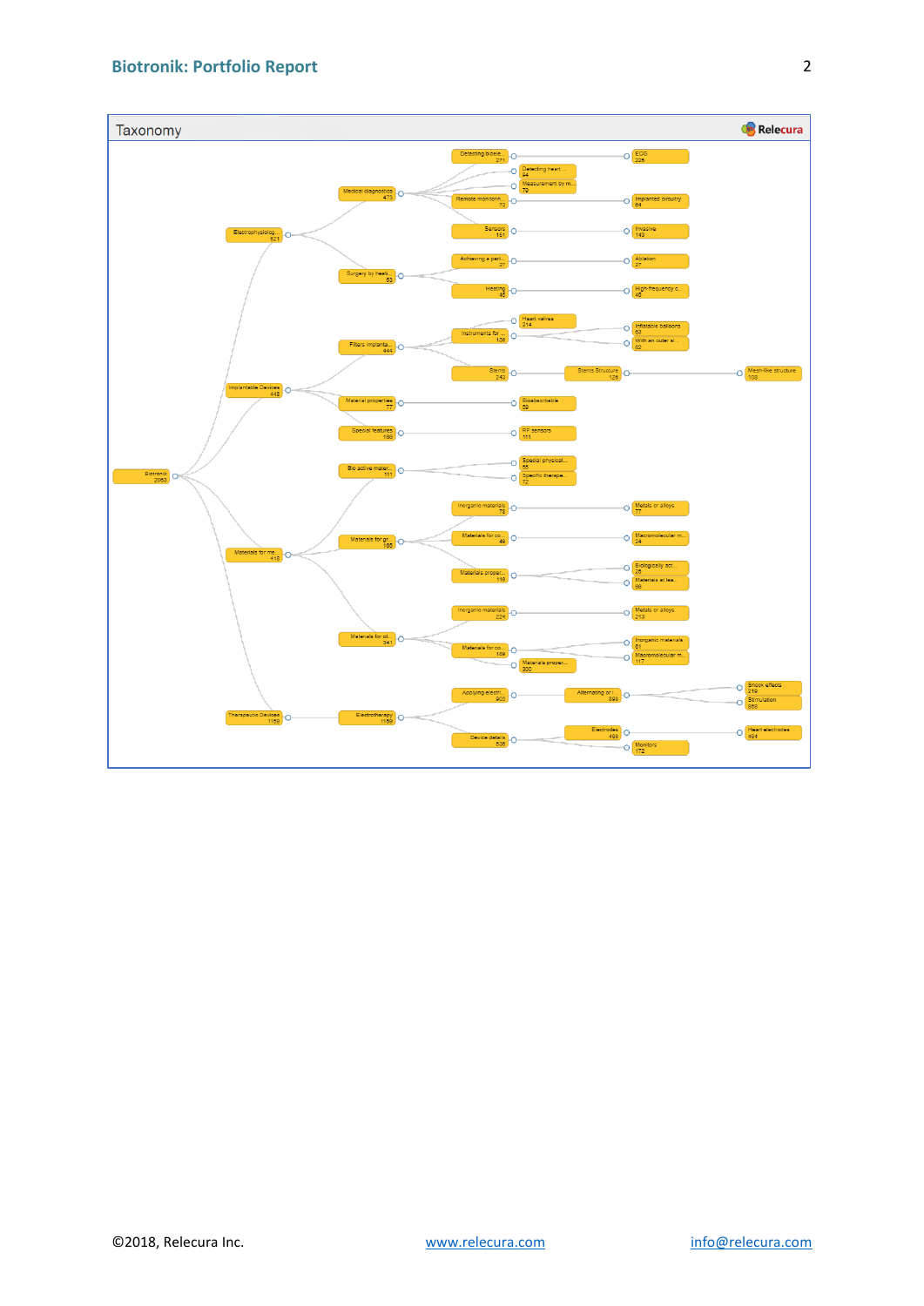Taxonomy

- Biotronik 2063
  - Electrophysiolog... 521
    - Medical diagnostics 473
      - Detecting bioele... 271
        - ECG 226
      - Detecting heart ... 94
      - Measurement by m... 79
      - Remote monitorin... 73
        - Implanted circuitry 64
      - Sensors 151
        - Invasive 143
    - Surgery by heat... 63
      - Achieving a part... 27
        - Ablation 27
      - Heating 46
        - High-frequency c... 45
  - Implantable Devices 448
    - Filters implanta... 444
      - Heart valves 214
      - Instruments for ... 136
        - Inflatable balloons 63
        - With an outer st... 62
      - Stents 243
        - Stents Structure 126
          - Mesh-like structure 108
    - Material properties 77
      - Bioabsorbable 59
    - Special features 166
      - RF sensors 111
  - Materials for me... 418
    - Bio active mater... 111
      - Special physical... 55
      - Specific therape... 72
    - Materials for gr... 185
      - Inorganic materials 78
        - Metals or alloys 77
      - Materials for co... 49
        - Macromolecular m... 24
      - Materials proper... 116
        - Biologically act... 26
        - Materials at lea... 96
    - Materials for ot... 341
      - Inorganic materials 224
        - Metals or alloys 213
      - Materials for co... 169
        - Inorganic materials 61
        - Macromolecular m... 117
      - Materials proper... 300
  - Therapeutic Devices 1159
    - Electrotherapy 1159
      - Applying electri... 903
        - Alternating or i... 898
          - Shock effects 219
          - Stimulation 858
      - Device details 536
        - Electrodes 456
          - Heart electrodes 454
        - Monitors 172

©2018, Relecura Inc. www.relecura.com info@relecura.com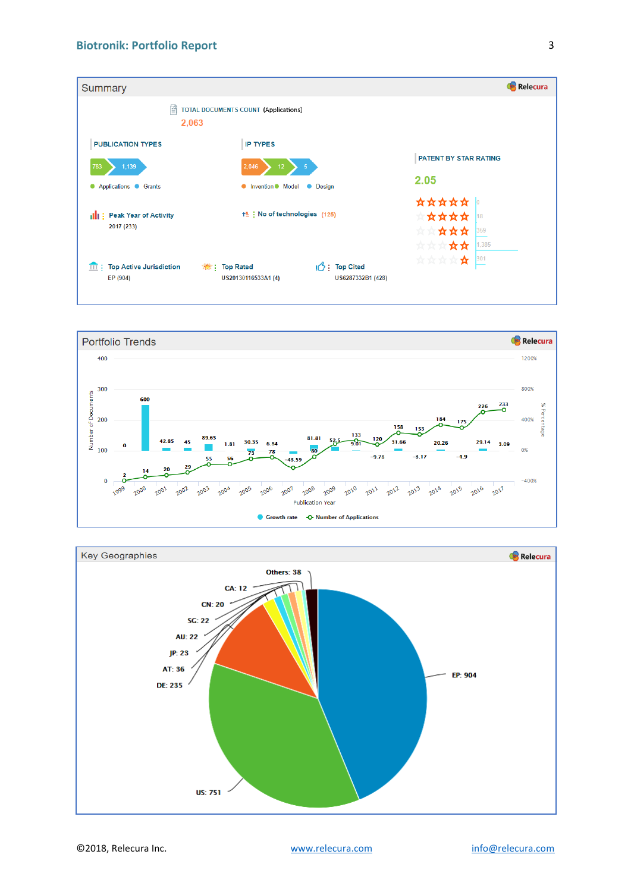## Summary

Relecura

TOTAL DOCUMENTS COUNT (Applications)

**2,063**

**PUBLICATION TYPES**

783 | 1,139

- Applications
- Grants

**IP TYPES**

2,046 | 12 | 5

- Invention
- Model
- Design

**PATENT BY STAR RATING**

**2.05**

| Stars | Count |
|---|---|
| 5 stars | 0 |
| 4 stars | 18 |
| 3 stars | 359 |
| 2 stars | 1,385 |
| 1 star | 301 |

**Peak Year of Activity**: 2017 (233)

**No of technologies** (125)

**Top Active Jurisdiction**: EP (904)

**Top Rated**: US20130116533A1 (4)

**Top Cited**: US6287332B1 (428)

## Portfolio Trends

Relecura

| Publication Year | Number of Applications | Growth rate (%) |
|---|---|---|
| 1999 | 2 | 0 |
| 2000 | 14 | 600 |
| 2001 | 20 | 42.85 |
| 2002 | 29 | 45 |
| 2003 | 55 | 89.65 |
| 2004 | 56 | 1.81 |
| 2005 | 73 | 30.35 |
| 2006 | 78 | 6.84 |
| 2007 | 44 | -43.59 |
| 2008 | 80 | 81.81 |
| 2009 | 122 | 52.5 |
| 2010 | 133 | 9.01 |
| 2011 | 120 | -9.78 |
| 2012 | 158 | 31.66 |
| 2013 | 153 | -3.17 |
| 2014 | 184 | 20.26 |
| 2015 | 175 | -4.9 |
| 2016 | 226 | 29.14 |
| 2017 | 233 | 3.09 |

Number of Documents (0–400); % Percentage (−400% to 1200%); Publication Year

- Growth rate
- Number of Applications

## Key Geographies

Relecura

| Jurisdiction | Count |
|---|---|
| EP | 904 |
| US | 751 |
| DE | 235 |
| AT | 36 |
| JP | 23 |
| AU | 22 |
| SG | 22 |
| CN | 20 |
| CA | 12 |
| Others | 38 |

©2018, Relecura Inc. www.relecura.com info@relecura.com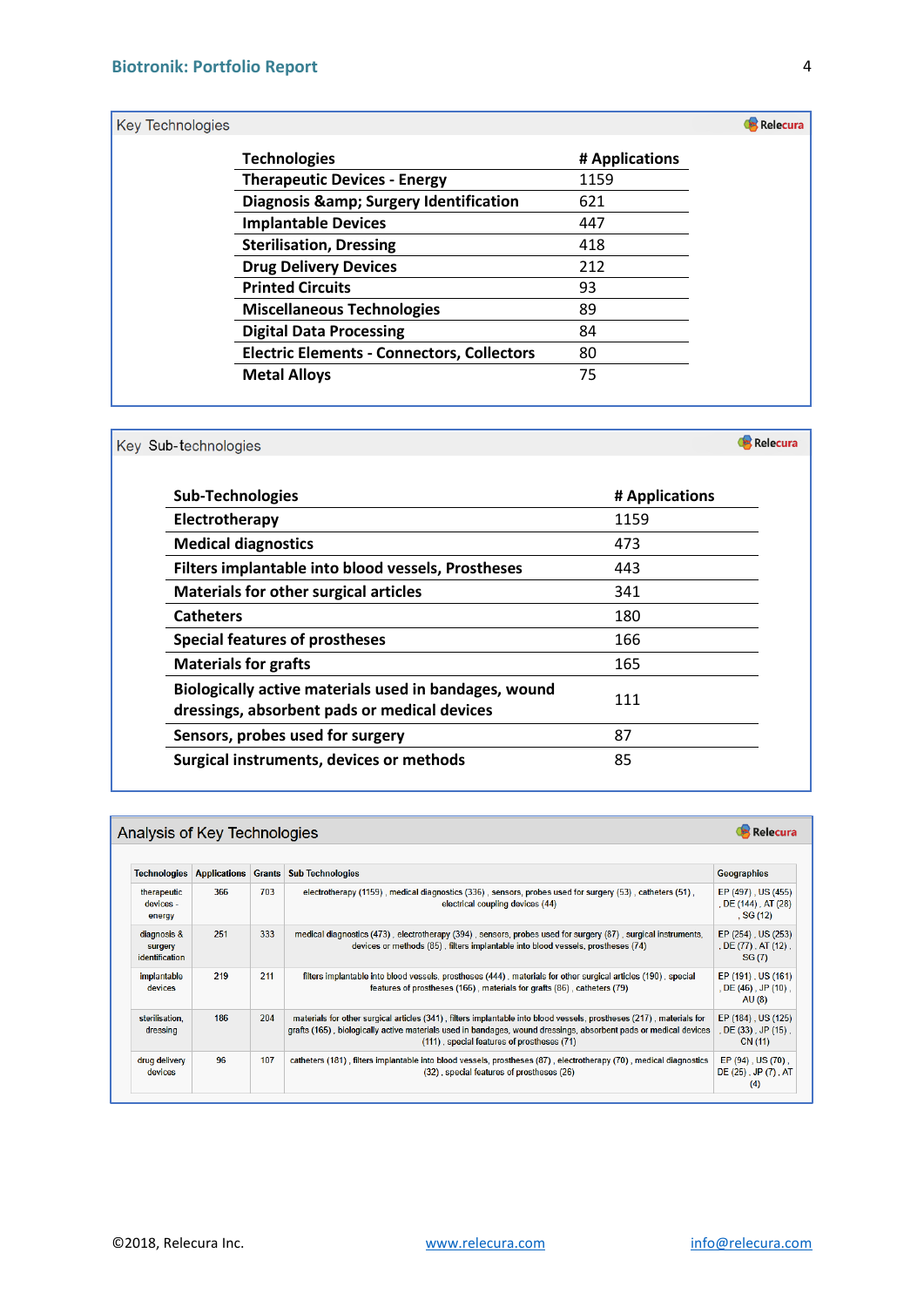## Key Technologies

| Technologies | # Applications |
|---|---|
| Therapeutic Devices - Energy | 1159 |
| Diagnosis &amp; Surgery Identification | 621 |
| Implantable Devices | 447 |
| Sterilisation, Dressing | 418 |
| Drug Delivery Devices | 212 |
| Printed Circuits | 93 |
| Miscellaneous Technologies | 89 |
| Digital Data Processing | 84 |
| Electric Elements - Connectors, Collectors | 80 |
| Metal Alloys | 75 |

## Key Sub-technologies

| Sub-Technologies | # Applications |
|---|---|
| Electrotherapy | 1159 |
| Medical diagnostics | 473 |
| Filters implantable into blood vessels, Prostheses | 443 |
| Materials for other surgical articles | 341 |
| Catheters | 180 |
| Special features of prostheses | 166 |
| Materials for grafts | 165 |
| Biologically active materials used in bandages, wound dressings, absorbent pads or medical devices | 111 |
| Sensors, probes used for surgery | 87 |
| Surgical instruments, devices or methods | 85 |

## Analysis of Key Technologies

| Technologies | Applications | Grants | Sub Technologies | Geographies |
|---|---|---|---|---|
| therapeutic devices - energy | 366 | 703 | electrotherapy (1159) , medical diagnostics (336) , sensors, probes used for surgery (53) , catheters (51) , electrical coupling devices (44) | EP (497) , US (455) , DE (144) , AT (28) , SG (12) |
| diagnosis & surgery identification | 251 | 333 | medical diagnostics (473) , electrotherapy (394) , sensors, probes used for surgery (87) , surgical instruments, devices or methods (85) , filters implantable into blood vessels, prostheses (74) | EP (254) , US (253) , DE (77) , AT (12) , SG (7) |
| implantable devices | 219 | 211 | filters implantable into blood vessels, prostheses (444) , materials for other surgical articles (190) , special features of prostheses (166) , materials for grafts (86) , catheters (79) | EP (191) , US (161) , DE (46) , JP (10) , AU (8) |
| sterilisation, dressing | 186 | 204 | materials for other surgical articles (341) , filters implantable into blood vessels, prostheses (217) , materials for grafts (165) , biologically active materials used in bandages, wound dressings, absorbent pads or medical devices (111) , special features of prostheses (71) | EP (184) , US (125) , DE (33) , JP (15) , CN (11) |
| drug delivery devices | 96 | 107 | catheters (181) , filters implantable into blood vessels, prostheses (87) , electrotherapy (70) , medical diagnostics (32) , special features of prostheses (26) | EP (94) , US (70) , DE (25) , JP (7) , AT (4) |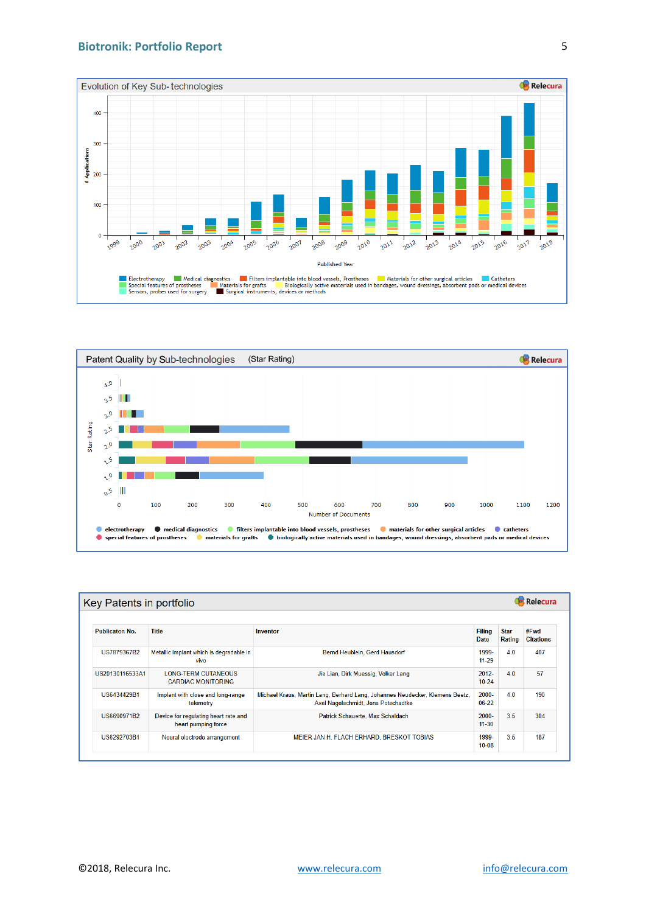## Evolution of Key Sub-technologies

Relecura

\# Applications

Published Year

Electrotherapy · Medical diagnostics · Filters implantable into blood vessels, Prostheses · Materials for other surgical articles · Catheters · Special features of prostheses · Materials for grafts · Biologically active materials used in bandages, wound dressings, absorbent pads or medical devices · Sensors, probes used for surgery · Surgical instruments, devices or methods

## Patent Quality by Sub-technologies (Star Rating)

Relecura

Star Rating

Number of Documents

electrotherapy · medical diagnostics · filters implantable into blood vessels, prostheses · materials for other surgical articles · catheters · special features of prostheses · materials for grafts · biologically active materials used in bandages, wound dressings, absorbent pads or medical devices

## Key Patents in portfolio

Relecura

| Publicaton No. | Title | Inventor | Filing Date | Star Rating | #Fwd Citations |
|---|---|---|---|---|---|
| US7879367B2 | Metallic implant which is degradable in vivo | Bernd Heublein, Gerd Hausdorf | 1999-11-29 | 4.0 | 407 |
| US20130116533A1 | LONG-TERM CUTANEOUS CARDIAC MONITORING | Jie Lian, Dirk Muessig, Volker Lang | 2012-10-24 | 4.0 | 57 |
| US6434429B1 | Implant with close and long-range telemetry | Michael Kraus, Martin Lang, Berhard Lang, Johannes Neudecker, Klemens Beetz, Axel Nagelschmidt, Jens Potschadtke | 2000-06-22 | 4.0 | 190 |
| US6690971B2 | Device for regulating heart rate and heart pumping force | Patrick Schauerte, Max Schaldach | 2000-11-30 | 3.5 | 304 |
| US6292703B1 | Neural electrode arrangement | MEIER JAN H, FLACH ERHARD, BRESKOT TOBIAS | 1999-10-08 | 3.5 | 187 |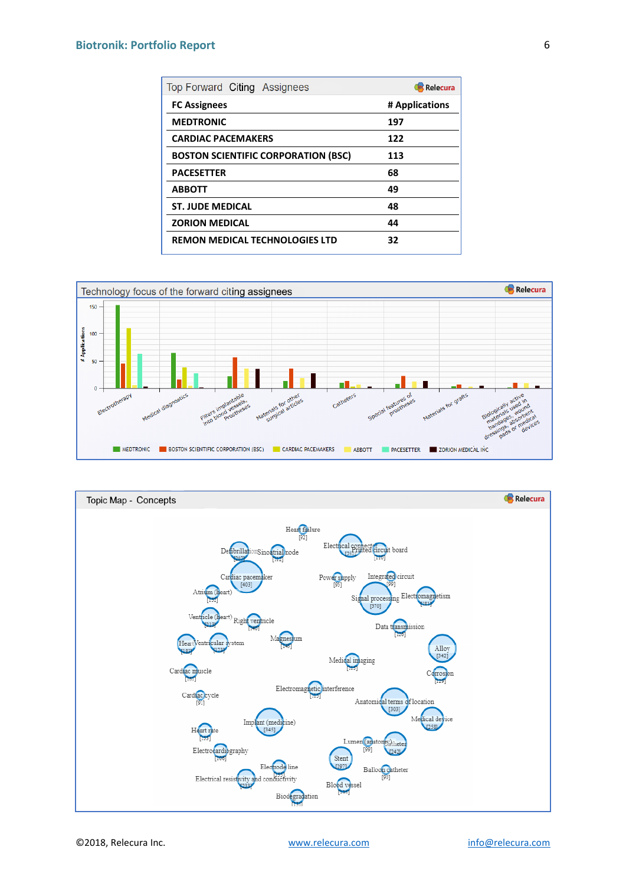## Top Forward Citing Assignees

| FC Assignees | # Applications |
| --- | --- |
| MEDTRONIC | 197 |
| CARDIAC PACEMAKERS | 122 |
| BOSTON SCIENTIFIC CORPORATION (BSC) | 113 |
| PACESETTER | 68 |
| ABBOTT | 49 |
| ST. JUDE MEDICAL | 48 |
| ZORION MEDICAL | 44 |
| REMON MEDICAL TECHNOLOGIES LTD | 32 |

## Technology focus of the forward citing assignees

## Topic Map - Concepts

©2018, Relecura Inc. www.relecura.com info@relecura.com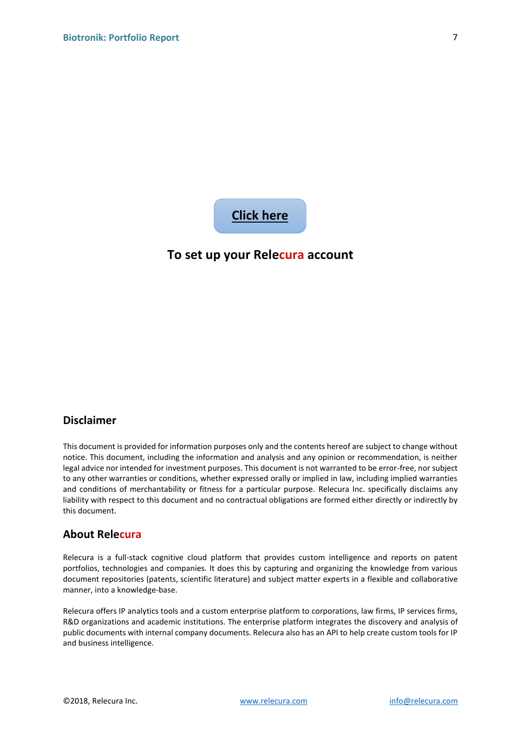**Click here**

**To set up your Relecura account**

## Disclaimer

This document is provided for information purposes only and the contents hereof are subject to change without notice. This document, including the information and analysis and any opinion or recommendation, is neither legal advice nor intended for investment purposes. This document is not warranted to be error-free, nor subject to any other warranties or conditions, whether expressed orally or implied in law, including implied warranties and conditions of merchantability or fitness for a particular purpose. Relecura Inc. specifically disclaims any liability with respect to this document and no contractual obligations are formed either directly or indirectly by this document.

## About Relecura

Relecura is a full-stack cognitive cloud platform that provides custom intelligence and reports on patent portfolios, technologies and companies. It does this by capturing and organizing the knowledge from various document repositories (patents, scientific literature) and subject matter experts in a flexible and collaborative manner, into a knowledge-base.

Relecura offers IP analytics tools and a custom enterprise platform to corporations, law firms, IP services firms, R&D organizations and academic institutions. The enterprise platform integrates the discovery and analysis of public documents with internal company documents. Relecura also has an API to help create custom tools for IP and business intelligence.

©2018, Relecura Inc. www.relecura.com info@relecura.com